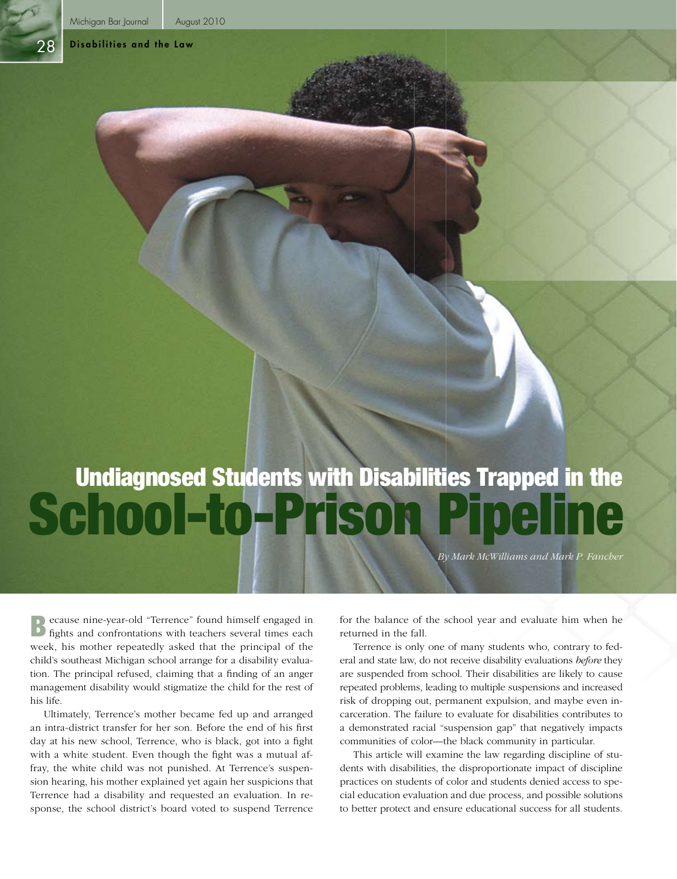# Undiagnosed Students with Disabilities Trapped in the School-to-Prison Pipeline

*By Mark McWilliams and Mark P. Fancher*

Because nine-year-old "Terrence" found himself engaged in fights and confrontations with teachers several times each week, his mother repeatedly asked that the principal of the child's southeast Michigan school arrange for a disability evaluation. The principal refused, claiming that a finding of an anger management disability would stigmatize the child for the rest of his life.

Ultimately, Terrence's mother became fed up and arranged an intra-district transfer for her son. Before the end of his first day at his new school, Terrence, who is black, got into a fight with a white student. Even though the fight was a mutual affray, the white child was not punished. At Terrence's suspension hearing, his mother explained yet again her suspicions that Terrence had a disability and requested an evaluation. In response, the school district's board voted to suspend Terrence for the balance of the school year and evaluate him when he returned in the fall.

Terrence is only one of many students who, contrary to federal and state law, do not receive disability evaluations *before* they are suspended from school. Their disabilities are likely to cause repeated problems, leading to multiple suspensions and increased risk of dropping out, permanent expulsion, and maybe even incarceration. The failure to evaluate for disabilities contributes to a demonstrated racial "suspension gap" that negatively impacts communities of color—the black community in particular.

This article will examine the law regarding discipline of students with disabilities, the disproportionate impact of discipline practices on students of color and students denied access to special education evaluation and due process, and possible solutions to better protect and ensure educational success for all students.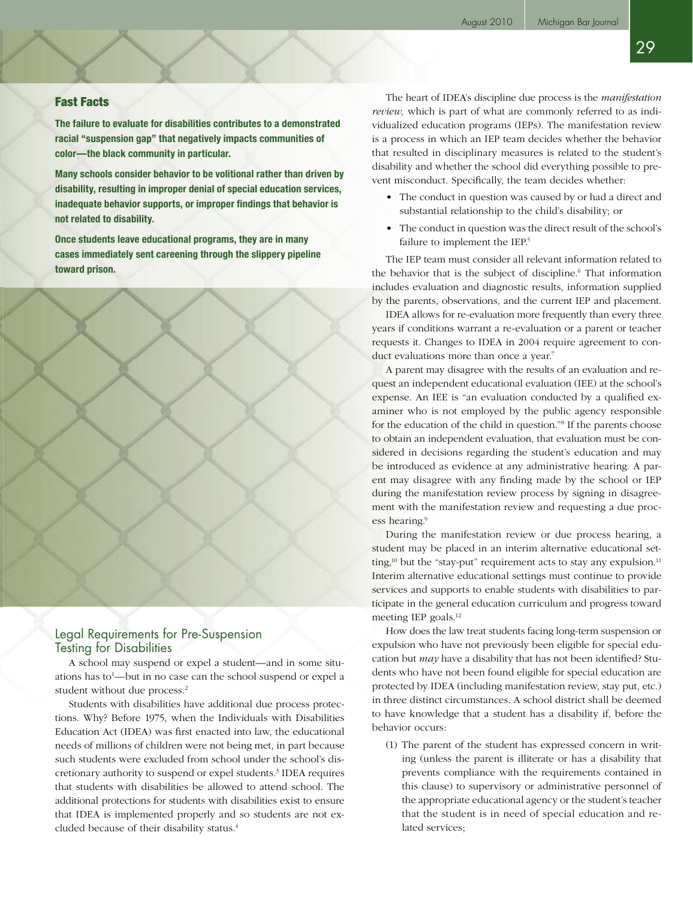### Fast Facts

**The failure to evaluate for disabilities contributes to a demonstrated racial "suspension gap" that negatively impacts communities of color—the black community in particular.**

**Many schools consider behavior to be volitional rather than driven by disability, resulting in improper denial of special education services, inadequate behavior supports, or improper findings that behavior is not related to disability.**

**Once students leave educational programs, they are in many cases immediately sent careening through the slippery pipeline toward prison.**

## Legal Requirements for Pre-Suspension Testing for Disabilities

A school may suspend or expel a student—and in some situations has to[1]—but in no case can the school suspend or expel a student without due process.[2]

Students with disabilities have additional due process protections. Why? Before 1975, when the Individuals with Disabilities Education Act (IDEA) was first enacted into law, the educational needs of millions of children were not being met, in part because such students were excluded from school under the school's discretionary authority to suspend or expel students.[3] IDEA requires that students with disabilities be allowed to attend school. The additional protections for students with disabilities exist to ensure that IDEA is implemented properly and so students are not excluded because of their disability status.[4]

The heart of IDEA's discipline due process is the *manifestation review,* which is part of what are commonly referred to as individualized education programs (IEPs). The manifestation review is a process in which an IEP team decides whether the behavior that resulted in disciplinary measures is related to the student's disability and whether the school did everything possible to prevent misconduct. Specifically, the team decides whether:

- The conduct in question was caused by or had a direct and substantial relationship to the child's disability; or
- The conduct in question was the direct result of the school's failure to implement the IEP.[5]

The IEP team must consider all relevant information related to the behavior that is the subject of discipline.[6] That information includes evaluation and diagnostic results, information supplied by the parents, observations, and the current IEP and placement.

IDEA allows for re-evaluation more frequently than every three years if conditions warrant a re-evaluation or a parent or teacher requests it. Changes to IDEA in 2004 require agreement to conduct evaluations more than once a year.[7]

A parent may disagree with the results of an evaluation and request an independent educational evaluation (IEE) at the school's expense. An IEE is "an evaluation conducted by a qualified examiner who is not employed by the public agency responsible for the education of the child in question."[8] If the parents choose to obtain an independent evaluation, that evaluation must be considered in decisions regarding the student's education and may be introduced as evidence at any administrative hearing. A parent may disagree with any finding made by the school or IEP during the manifestation review process by signing in disagreement with the manifestation review and requesting a due process hearing.[9]

During the manifestation review or due process hearing, a student may be placed in an interim alternative educational setting,[10] but the "stay-put" requirement acts to stay any expulsion.[11] Interim alternative educational settings must continue to provide services and supports to enable students with disabilities to participate in the general education curriculum and progress toward meeting IEP goals.[12]

How does the law treat students facing long-term suspension or expulsion who have not previously been eligible for special education but *may* have a disability that has not been identified? Students who have not been found eligible for special education are protected by IDEA (including manifestation review, stay put, etc.) in three distinct circumstances. A school district shall be deemed to have knowledge that a student has a disability if, before the behavior occurs:

(1) The parent of the student has expressed concern in writing (unless the parent is illiterate or has a disability that prevents compliance with the requirements contained in this clause) to supervisory or administrative personnel of the appropriate educational agency or the student's teacher that the student is in need of special education and related services;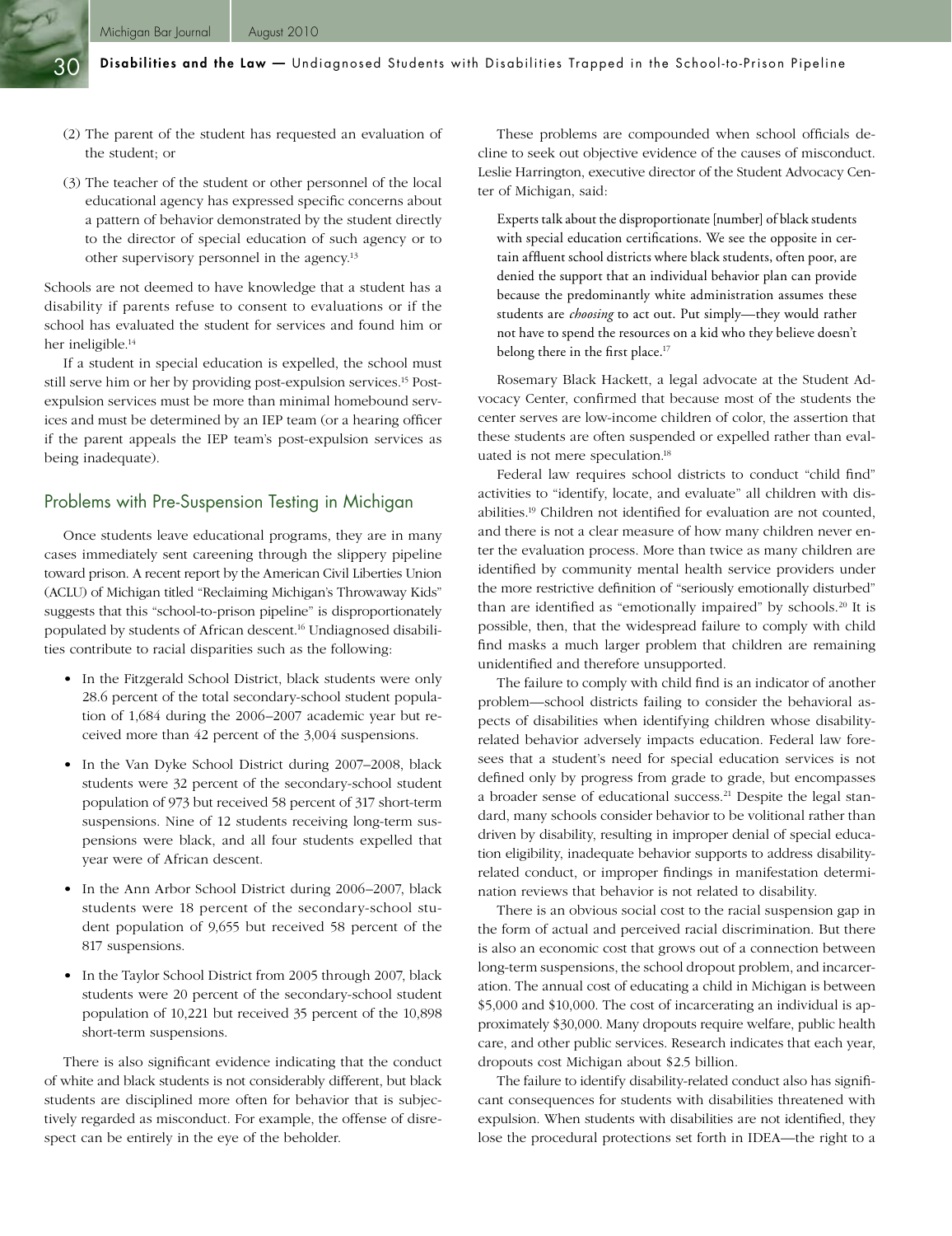(2) The parent of the student has requested an evaluation of the student; or

(3) The teacher of the student or other personnel of the local educational agency has expressed specific concerns about a pattern of behavior demonstrated by the student directly to the director of special education of such agency or to other supervisory personnel in the agency.[13]

Schools are not deemed to have knowledge that a student has a disability if parents refuse to consent to evaluations or if the school has evaluated the student for services and found him or her ineligible.[14]

If a student in special education is expelled, the school must still serve him or her by providing post-expulsion services.[15] Post-expulsion services must be more than minimal homebound services and must be determined by an IEP team (or a hearing officer if the parent appeals the IEP team's post-expulsion services as being inadequate).

## Problems with Pre-Suspension Testing in Michigan

Once students leave educational programs, they are in many cases immediately sent careening through the slippery pipeline toward prison. A recent report by the American Civil Liberties Union (ACLU) of Michigan titled "Reclaiming Michigan's Throwaway Kids" suggests that this "school-to-prison pipeline" is disproportionately populated by students of African descent.[16] Undiagnosed disabilities contribute to racial disparities such as the following:

- In the Fitzgerald School District, black students were only 28.6 percent of the total secondary-school student population of 1,684 during the 2006–2007 academic year but received more than 42 percent of the 3,004 suspensions.
- In the Van Dyke School District during 2007–2008, black students were 32 percent of the secondary-school student population of 973 but received 58 percent of 317 short-term suspensions. Nine of 12 students receiving long-term suspensions were black, and all four students expelled that year were of African descent.
- In the Ann Arbor School District during 2006–2007, black students were 18 percent of the secondary-school student population of 9,655 but received 58 percent of the 817 suspensions.
- In the Taylor School District from 2005 through 2007, black students were 20 percent of the secondary-school student population of 10,221 but received 35 percent of the 10,898 short-term suspensions.

There is also significant evidence indicating that the conduct of white and black students is not considerably different, but black students are disciplined more often for behavior that is subjectively regarded as misconduct. For example, the offense of disrespect can be entirely in the eye of the beholder.

These problems are compounded when school officials decline to seek out objective evidence of the causes of misconduct. Leslie Harrington, executive director of the Student Advocacy Center of Michigan, said:

> Experts talk about the disproportionate [number] of black students with special education certifications. We see the opposite in certain affluent school districts where black students, often poor, are denied the support that an individual behavior plan can provide because the predominantly white administration assumes these students are *choosing* to act out. Put simply—they would rather not have to spend the resources on a kid who they believe doesn't belong there in the first place.[17]

Rosemary Black Hackett, a legal advocate at the Student Advocacy Center, confirmed that because most of the students the center serves are low-income children of color, the assertion that these students are often suspended or expelled rather than evaluated is not mere speculation.[18]

Federal law requires school districts to conduct "child find" activities to "identify, locate, and evaluate" all children with disabilities.[19] Children not identified for evaluation are not counted, and there is not a clear measure of how many children never enter the evaluation process. More than twice as many children are identified by community mental health service providers under the more restrictive definition of "seriously emotionally disturbed" than are identified as "emotionally impaired" by schools.[20] It is possible, then, that the widespread failure to comply with child find masks a much larger problem that children are remaining unidentified and therefore unsupported.

The failure to comply with child find is an indicator of another problem—school districts failing to consider the behavioral aspects of disabilities when identifying children whose disability-related behavior adversely impacts education. Federal law foresees that a student's need for special education services is not defined only by progress from grade to grade, but encompasses a broader sense of educational success.[21] Despite the legal standard, many schools consider behavior to be volitional rather than driven by disability, resulting in improper denial of special education eligibility, inadequate behavior supports to address disability-related conduct, or improper findings in manifestation determination reviews that behavior is not related to disability.

There is an obvious social cost to the racial suspension gap in the form of actual and perceived racial discrimination. But there is also an economic cost that grows out of a connection between long-term suspensions, the school dropout problem, and incarceration. The annual cost of educating a child in Michigan is between $5,000 and $10,000. The cost of incarcerating an individual is approximately $30,000. Many dropouts require welfare, public health care, and other public services. Research indicates that each year, dropouts cost Michigan about $2.5 billion.

The failure to identify disability-related conduct also has significant consequences for students with disabilities threatened with expulsion. When students with disabilities are not identified, they lose the procedural protections set forth in IDEA—the right to a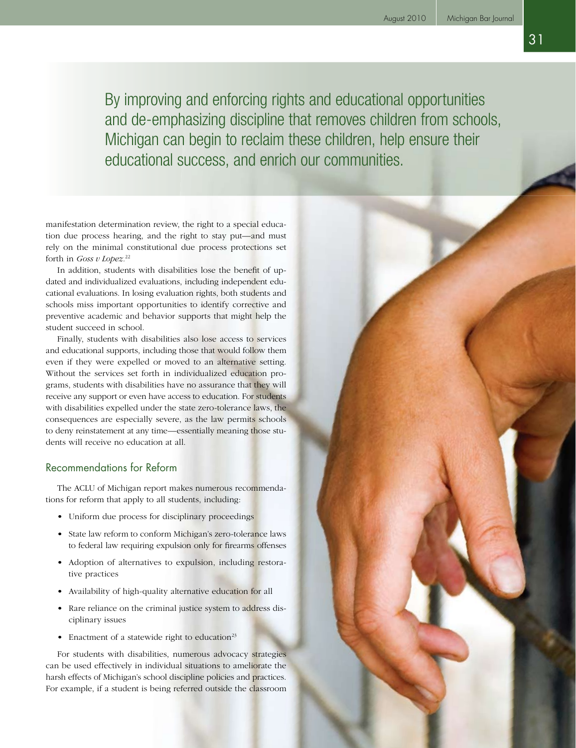> By improving and enforcing rights and educational opportunities and de-emphasizing discipline that removes children from schools, Michigan can begin to reclaim these children, help ensure their educational success, and enrich our communities.

manifestation determination review, the right to a special education due process hearing, and the right to stay put—and must rely on the minimal constitutional due process protections set forth in *Goss v Lopez*.[22]

In addition, students with disabilities lose the benefit of updated and individualized evaluations, including independent educational evaluations. In losing evaluation rights, both students and schools miss important opportunities to identify corrective and preventive academic and behavior supports that might help the student succeed in school.

Finally, students with disabilities also lose access to services and educational supports, including those that would follow them even if they were expelled or moved to an alternative setting. Without the services set forth in individualized education programs, students with disabilities have no assurance that they will receive any support or even have access to education. For students with disabilities expelled under the state zero-tolerance laws, the consequences are especially severe, as the law permits schools to deny reinstatement at any time—essentially meaning those students will receive no education at all.

## Recommendations for Reform

The ACLU of Michigan report makes numerous recommendations for reform that apply to all students, including:

- Uniform due process for disciplinary proceedings
- State law reform to conform Michigan's zero-tolerance laws to federal law requiring expulsion only for firearms offenses
- Adoption of alternatives to expulsion, including restorative practices
- Availability of high-quality alternative education for all
- Rare reliance on the criminal justice system to address disciplinary issues
- Enactment of a statewide right to education[23]

For students with disabilities, numerous advocacy strategies can be used effectively in individual situations to ameliorate the harsh effects of Michigan's school discipline policies and practices. For example, if a student is being referred outside the classroom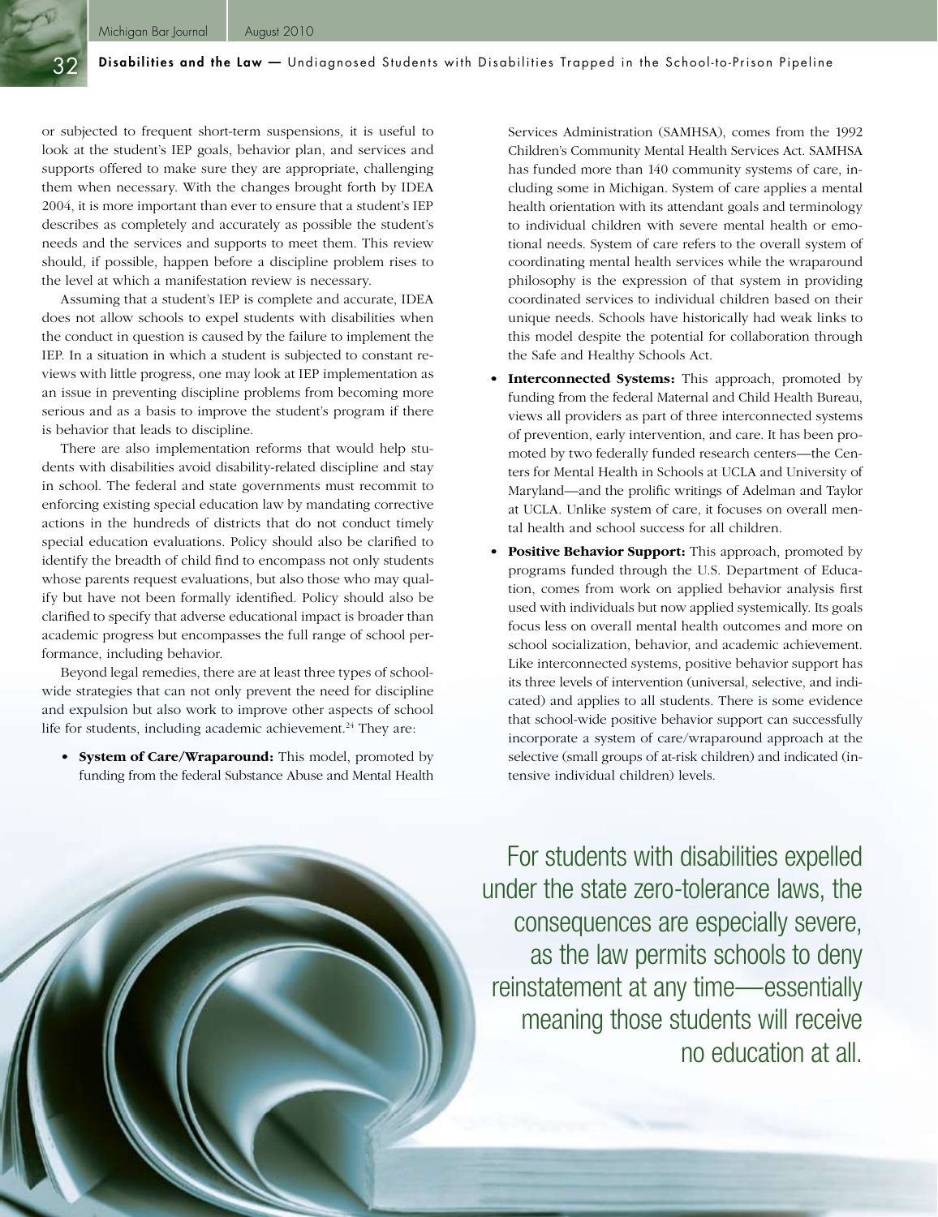or subjected to frequent short-term suspensions, it is useful to look at the student's IEP goals, behavior plan, and services and supports offered to make sure they are appropriate, challenging them when necessary. With the changes brought forth by IDEA 2004, it is more important than ever to ensure that a student's IEP describes as completely and accurately as possible the student's needs and the services and supports to meet them. This review should, if possible, happen before a discipline problem rises to the level at which a manifestation review is necessary.

Assuming that a student's IEP is complete and accurate, IDEA does not allow schools to expel students with disabilities when the conduct in question is caused by the failure to implement the IEP. In a situation in which a student is subjected to constant reviews with little progress, one may look at IEP implementation as an issue in preventing discipline problems from becoming more serious and as a basis to improve the student's program if there is behavior that leads to discipline.

There are also implementation reforms that would help students with disabilities avoid disability-related discipline and stay in school. The federal and state governments must recommit to enforcing existing special education law by mandating corrective actions in the hundreds of districts that do not conduct timely special education evaluations. Policy should also be clarified to identify the breadth of child find to encompass not only students whose parents request evaluations, but also those who may qualify but have not been formally identified. Policy should also be clarified to specify that adverse educational impact is broader than academic progress but encompasses the full range of school performance, including behavior.

Beyond legal remedies, there are at least three types of school-wide strategies that can not only prevent the need for discipline and expulsion but also work to improve other aspects of school life for students, including academic achievement.[24] They are:

- **System of Care/Wraparound:** This model, promoted by funding from the federal Substance Abuse and Mental Health Services Administration (SAMHSA), comes from the 1992 Children's Community Mental Health Services Act. SAMHSA has funded more than 140 community systems of care, including some in Michigan. System of care applies a mental health orientation with its attendant goals and terminology to individual children with severe mental health or emotional needs. System of care refers to the overall system of coordinating mental health services while the wraparound philosophy is the expression of that system in providing coordinated services to individual children based on their unique needs. Schools have historically had weak links to this model despite the potential for collaboration through the Safe and Healthy Schools Act.
- **Interconnected Systems:** This approach, promoted by funding from the federal Maternal and Child Health Bureau, views all providers as part of three interconnected systems of prevention, early intervention, and care. It has been promoted by two federally funded research centers—the Centers for Mental Health in Schools at UCLA and University of Maryland—and the prolific writings of Adelman and Taylor at UCLA. Unlike system of care, it focuses on overall mental health and school success for all children.
- **Positive Behavior Support:** This approach, promoted by programs funded through the U.S. Department of Education, comes from work on applied behavior analysis first used with individuals but now applied systemically. Its goals focus less on overall mental health outcomes and more on school socialization, behavior, and academic achievement. Like interconnected systems, positive behavior support has its three levels of intervention (universal, selective, and indicated) and applies to all students. There is some evidence that school-wide positive behavior support can successfully incorporate a system of care/wraparound approach at the selective (small groups of at-risk children) and indicated (intensive individual children) levels.

For students with disabilities expelled under the state zero-tolerance laws, the consequences are especially severe, as the law permits schools to deny reinstatement at any time—essentially meaning those students will receive no education at all.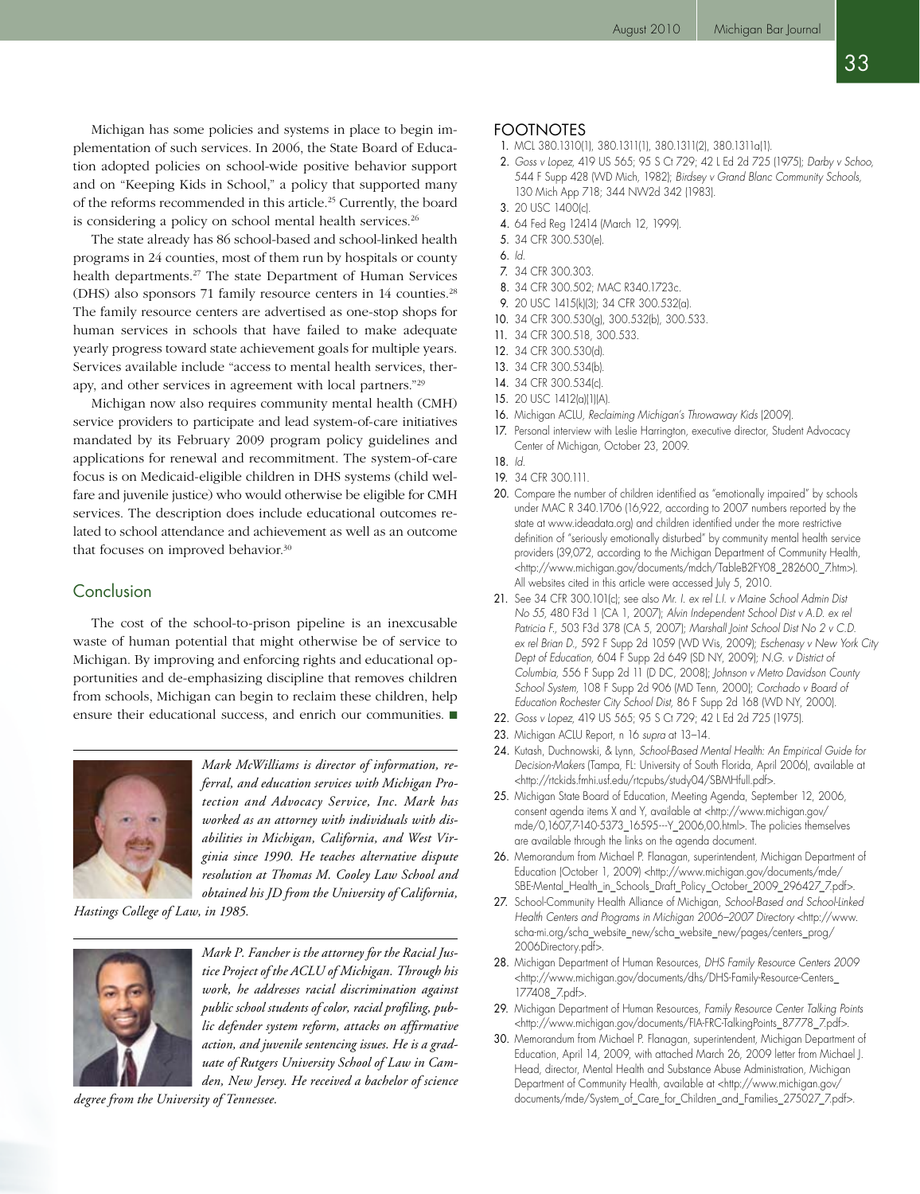Michigan has some policies and systems in place to begin implementation of such services. In 2006, the State Board of Education adopted policies on school-wide positive behavior support and on "Keeping Kids in School," a policy that supported many of the reforms recommended in this article.[25] Currently, the board is considering a policy on school mental health services.[26]

The state already has 86 school-based and school-linked health programs in 24 counties, most of them run by hospitals or county health departments.[27] The state Department of Human Services (DHS) also sponsors 71 family resource centers in 14 counties.[28] The family resource centers are advertised as one-stop shops for human services in schools that have failed to make adequate yearly progress toward state achievement goals for multiple years. Services available include "access to mental health services, therapy, and other services in agreement with local partners."[29]

Michigan now also requires community mental health (CMH) service providers to participate and lead system-of-care initiatives mandated by its February 2009 program policy guidelines and applications for renewal and recommitment. The system-of-care focus is on Medicaid-eligible children in DHS systems (child welfare and juvenile justice) who would otherwise be eligible for CMH services. The description does include educational outcomes related to school attendance and achievement as well as an outcome that focuses on improved behavior.[30]

## Conclusion

The cost of the school-to-prison pipeline is an inexcusable waste of human potential that might otherwise be of service to Michigan. By improving and enforcing rights and educational opportunities and de-emphasizing discipline that removes children from schools, Michigan can begin to reclaim these children, help ensure their educational success, and enrich our communities. ■

---

*Mark McWilliams is director of information, referral, and education services with Michigan Protection and Advocacy Service, Inc. Mark has worked as an attorney with individuals with disabilities in Michigan, California, and West Virginia since 1990. He teaches alternative dispute resolution at Thomas M. Cooley Law School and obtained his JD from the University of California, Hastings College of Law, in 1985.*

---

*Mark P. Fancher is the attorney for the Racial Justice Project of the ACLU of Michigan. Through his work, he addresses racial discrimination against public school students of color, racial profiling, public defender system reform, attacks on affirmative action, and juvenile sentencing issues. He is a graduate of Rutgers University School of Law in Camden, New Jersey. He received a bachelor of science degree from the University of Tennessee.*

## FOOTNOTES

1. MCL 380.1310(1), 380.1311(1), 380.1311(2), 380.1311a(1).
2. *Goss v Lopez,* 419 US 565; 95 S Ct 729; 42 L Ed 2d 725 (1975); *Darby v Schoo,* 544 F Supp 428 (WD Mich, 1982); *Birdsey v Grand Blanc Community Schools,* 130 Mich App 718; 344 NW2d 342 (1983).
3. 20 USC 1400(c).
4. 64 Fed Reg 12414 (March 12, 1999).
5. 34 CFR 300.530(e).
6. *Id.*
7. 34 CFR 300.303.
8. 34 CFR 300.502; MAC R340.1723c.
9. 20 USC 1415(k)(3); 34 CFR 300.532(a).
10. 34 CFR 300.530(g), 300.532(b), 300.533.
11. 34 CFR 300.518, 300.533.
12. 34 CFR 300.530(d).
13. 34 CFR 300.534(b).
14. 34 CFR 300.534(c).
15. 20 USC 1412(a)(1)(A).
16. Michigan ACLU, *Reclaiming Michigan's Throwaway Kids* (2009).
17. Personal interview with Leslie Harrington, executive director, Student Advocacy Center of Michigan, October 23, 2009.
18. *Id.*
19. 34 CFR 300.111.
20. Compare the number of children identified as "emotionally impaired" by schools under MAC R 340.1706 (16,922, according to 2007 numbers reported by the state at www.ideadata.org) and children identified under the more restrictive definition of "seriously emotionally disturbed" by community mental health service providers (39,072, according to the Michigan Department of Community Health, <http://www.michigan.gov/documents/mdch/TableB2FY08_282600_7.htm>). All websites cited in this article were accessed July 5, 2010.
21. See 34 CFR 300.101(c); see also *Mr. I. ex rel L.I. v Maine School Admin Dist No 55,* 480 F3d 1 (CA 1, 2007); *Alvin Independent School Dist v A.D. ex rel Patricia F.,* 503 F3d 378 (CA 5, 2007); *Marshall Joint School Dist No 2 v C.D. ex rel Brian D.,* 592 F Supp 2d 1059 (WD Wis, 2009); *Eschenasy v New York City Dept of Education,* 604 F Supp 2d 649 (SD NY, 2009); *N.G. v District of Columbia,* 556 F Supp 2d 11 (D DC, 2008); *Johnson v Metro Davidson County School System,* 108 F Supp 2d 906 (MD Tenn, 2000); *Corchado v Board of Education Rochester City School Dist,* 86 F Supp 2d 168 (WD NY, 2000).
22. *Goss v Lopez,* 419 US 565; 95 S Ct 729; 42 L Ed 2d 725 (1975).
23. Michigan ACLU Report, n 16 *supra* at 13–14.
24. Kutash, Duchnowski, & Lynn, *School-Based Mental Health: An Empirical Guide for Decision-Makers* (Tampa, FL: University of South Florida, April 2006), available at <http://rtckids.fmhi.usf.edu/rtcpubs/study04/SBMHfull.pdf>.
25. Michigan State Board of Education, Meeting Agenda, September 12, 2006, consent agenda items X and Y, available at <http://www.michigan.gov/mde/0,1607,7-140-5373_16595---Y_2006,00.html>. The policies themselves are available through the links on the agenda document.
26. Memorandum from Michael P. Flanagan, superintendent, Michigan Department of Education (October 1, 2009) <http://www.michigan.gov/documents/mde/SBE-Mental_Health_in_Schools_Draft_Policy_October_2009_296427_7.pdf>.
27. School-Community Health Alliance of Michigan, *School-Based and School-Linked Health Centers and Programs in Michigan 2006–2007 Directory* <http://www.scha-mi.org/scha_website_new/scha_website_new/pages/centers_prog/2006Directory.pdf>.
28. Michigan Department of Human Resources, *DHS Family Resource Centers 2009* <http://www.michigan.gov/documents/dhs/DHS-Family-Resource-Centers_177408_7.pdf>.
29. Michigan Department of Human Resources, *Family Resource Center Talking Points* <http://www.michigan.gov/documents/FIA-FRC-TalkingPoints_87778_7.pdf>.
30. Memorandum from Michael P. Flanagan, superintendent, Michigan Department of Education, April 14, 2009, with attached March 26, 2009 letter from Michael J. Head, director, Mental Health and Substance Abuse Administration, Michigan Department of Community Health, available at <http://www.michigan.gov/documents/mde/System_of_Care_for_Children_and_Families_275027_7.pdf>.